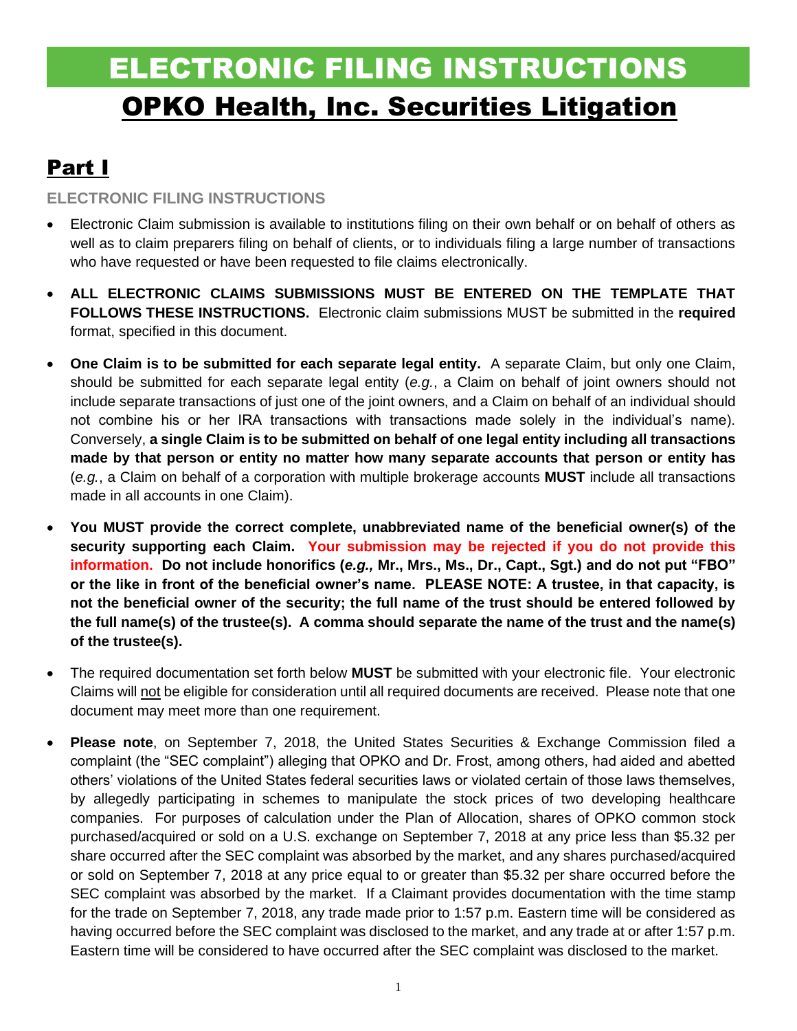# ELECTRONIC FILING INSTRUCTIONS

# OPKO Health, Inc. Securities Litigation

## Part I

### ELECTRONIC FILING INSTRUCTIONS

- Electronic Claim submission is available to institutions filing on their own behalf or on behalf of others as well as to claim preparers filing on behalf of clients, or to individuals filing a large number of transactions who have requested or have been requested to file claims electronically.

- **ALL ELECTRONIC CLAIMS SUBMISSIONS MUST BE ENTERED ON THE TEMPLATE THAT FOLLOWS THESE INSTRUCTIONS.** Electronic claim submissions MUST be submitted in the **required** format, specified in this document.

- **One Claim is to be submitted for each separate legal entity.** A separate Claim, but only one Claim, should be submitted for each separate legal entity (*e.g.*, a Claim on behalf of joint owners should not include separate transactions of just one of the joint owners, and a Claim on behalf of an individual should not combine his or her IRA transactions with transactions made solely in the individual's name). Conversely, **a single Claim is to be submitted on behalf of one legal entity including all transactions made by that person or entity no matter how many separate accounts that person or entity has** (*e.g.*, a Claim on behalf of a corporation with multiple brokerage accounts **MUST** include all transactions made in all accounts in one Claim).

- **You MUST provide the correct complete, unabbreviated name of the beneficial owner(s) of the security supporting each Claim. Your submission may be rejected if you do not provide this information. Do not include honorifics (*e.g.,* Mr., Mrs., Ms., Dr., Capt., Sgt.) and do not put "FBO" or the like in front of the beneficial owner's name. PLEASE NOTE: A trustee, in that capacity, is not the beneficial owner of the security; the full name of the trust should be entered followed by the full name(s) of the trustee(s). A comma should separate the name of the trust and the name(s) of the trustee(s).**

- The required documentation set forth below **MUST** be submitted with your electronic file. Your electronic Claims will not be eligible for consideration until all required documents are received. Please note that one document may meet more than one requirement.

- **Please note**, on September 7, 2018, the United States Securities & Exchange Commission filed a complaint (the "SEC complaint") alleging that OPKO and Dr. Frost, among others, had aided and abetted others' violations of the United States federal securities laws or violated certain of those laws themselves, by allegedly participating in schemes to manipulate the stock prices of two developing healthcare companies. For purposes of calculation under the Plan of Allocation, shares of OPKO common stock purchased/acquired or sold on a U.S. exchange on September 7, 2018 at any price less than $5.32 per share occurred after the SEC complaint was absorbed by the market, and any shares purchased/acquired or sold on September 7, 2018 at any price equal to or greater than $5.32 per share occurred before the SEC complaint was absorbed by the market. If a Claimant provides documentation with the time stamp for the trade on September 7, 2018, any trade made prior to 1:57 p.m. Eastern time will be considered as having occurred before the SEC complaint was disclosed to the market, and any trade at or after 1:57 p.m. Eastern time will be considered to have occurred after the SEC complaint was disclosed to the market.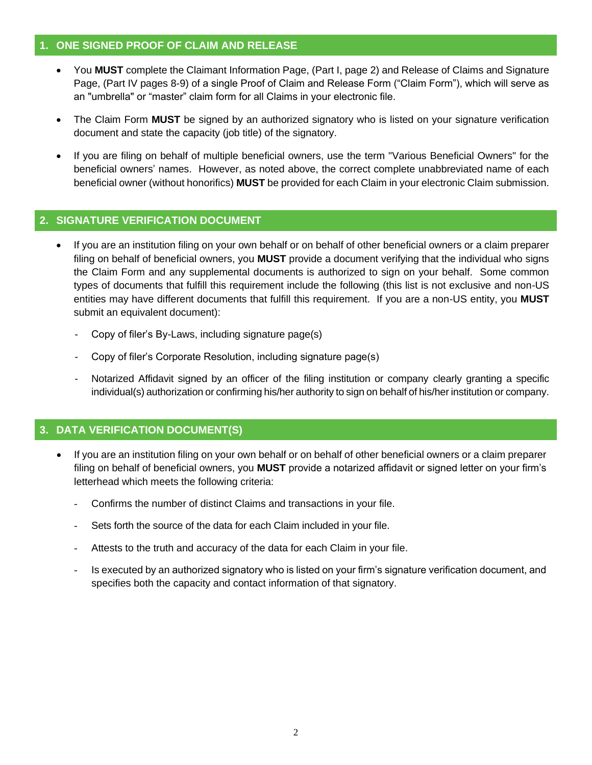## 1. ONE SIGNED PROOF OF CLAIM AND RELEASE

- You **MUST** complete the Claimant Information Page, (Part I, page 2) and Release of Claims and Signature Page, (Part IV pages 8-9) of a single Proof of Claim and Release Form ("Claim Form"), which will serve as an "umbrella" or "master" claim form for all Claims in your electronic file.
- The Claim Form **MUST** be signed by an authorized signatory who is listed on your signature verification document and state the capacity (job title) of the signatory.
- If you are filing on behalf of multiple beneficial owners, use the term "Various Beneficial Owners" for the beneficial owners' names. However, as noted above, the correct complete unabbreviated name of each beneficial owner (without honorifics) **MUST** be provided for each Claim in your electronic Claim submission.

## 2. SIGNATURE VERIFICATION DOCUMENT

- If you are an institution filing on your own behalf or on behalf of other beneficial owners or a claim preparer filing on behalf of beneficial owners, you **MUST** provide a document verifying that the individual who signs the Claim Form and any supplemental documents is authorized to sign on your behalf. Some common types of documents that fulfill this requirement include the following (this list is not exclusive and non-US entities may have different documents that fulfill this requirement. If you are a non-US entity, you **MUST** submit an equivalent document):
  - Copy of filer's By-Laws, including signature page(s)
  - Copy of filer's Corporate Resolution, including signature page(s)
  - Notarized Affidavit signed by an officer of the filing institution or company clearly granting a specific individual(s) authorization or confirming his/her authority to sign on behalf of his/her institution or company.

## 3. DATA VERIFICATION DOCUMENT(S)

- If you are an institution filing on your own behalf or on behalf of other beneficial owners or a claim preparer filing on behalf of beneficial owners, you **MUST** provide a notarized affidavit or signed letter on your firm's letterhead which meets the following criteria:
  - Confirms the number of distinct Claims and transactions in your file.
  - Sets forth the source of the data for each Claim included in your file.
  - Attests to the truth and accuracy of the data for each Claim in your file.
  - Is executed by an authorized signatory who is listed on your firm's signature verification document, and specifies both the capacity and contact information of that signatory.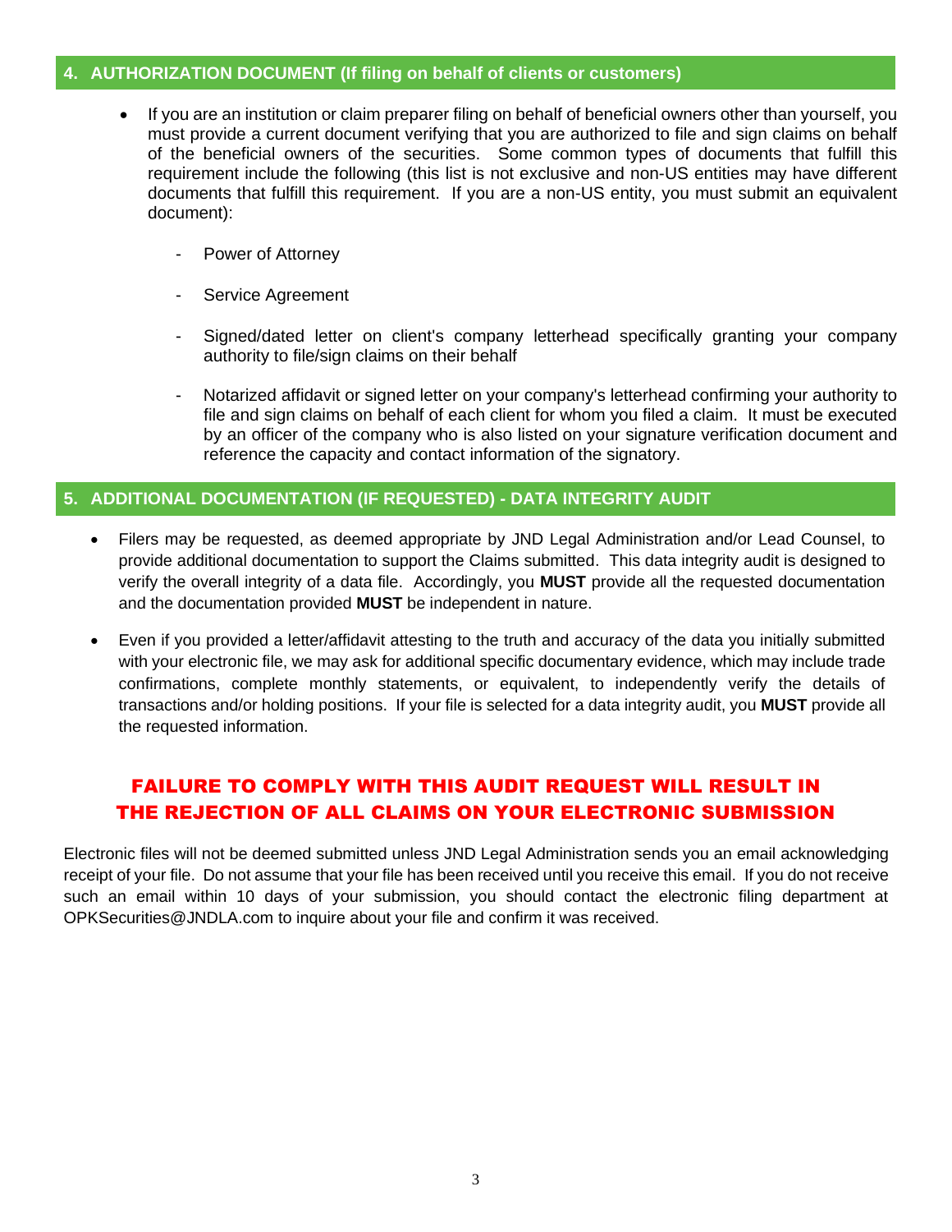## 4. AUTHORIZATION DOCUMENT (If filing on behalf of clients or customers)

- If you are an institution or claim preparer filing on behalf of beneficial owners other than yourself, you must provide a current document verifying that you are authorized to file and sign claims on behalf of the beneficial owners of the securities. Some common types of documents that fulfill this requirement include the following (this list is not exclusive and non-US entities may have different documents that fulfill this requirement. If you are a non-US entity, you must submit an equivalent document):

  - Power of Attorney

  - Service Agreement

  - Signed/dated letter on client's company letterhead specifically granting your company authority to file/sign claims on their behalf

  - Notarized affidavit or signed letter on your company's letterhead confirming your authority to file and sign claims on behalf of each client for whom you filed a claim. It must be executed by an officer of the company who is also listed on your signature verification document and reference the capacity and contact information of the signatory.

## 5. ADDITIONAL DOCUMENTATION (IF REQUESTED) - DATA INTEGRITY AUDIT

- Filers may be requested, as deemed appropriate by JND Legal Administration and/or Lead Counsel, to provide additional documentation to support the Claims submitted. This data integrity audit is designed to verify the overall integrity of a data file. Accordingly, you **MUST** provide all the requested documentation and the documentation provided **MUST** be independent in nature.

- Even if you provided a letter/affidavit attesting to the truth and accuracy of the data you initially submitted with your electronic file, we may ask for additional specific documentary evidence, which may include trade confirmations, complete monthly statements, or equivalent, to independently verify the details of transactions and/or holding positions. If your file is selected for a data integrity audit, you **MUST** provide all the requested information.

**FAILURE TO COMPLY WITH THIS AUDIT REQUEST WILL RESULT IN THE REJECTION OF ALL CLAIMS ON YOUR ELECTRONIC SUBMISSION**

Electronic files will not be deemed submitted unless JND Legal Administration sends you an email acknowledging receipt of your file. Do not assume that your file has been received until you receive this email. If you do not receive such an email within 10 days of your submission, you should contact the electronic filing department at OPKSecurities@JNDLA.com to inquire about your file and confirm it was received.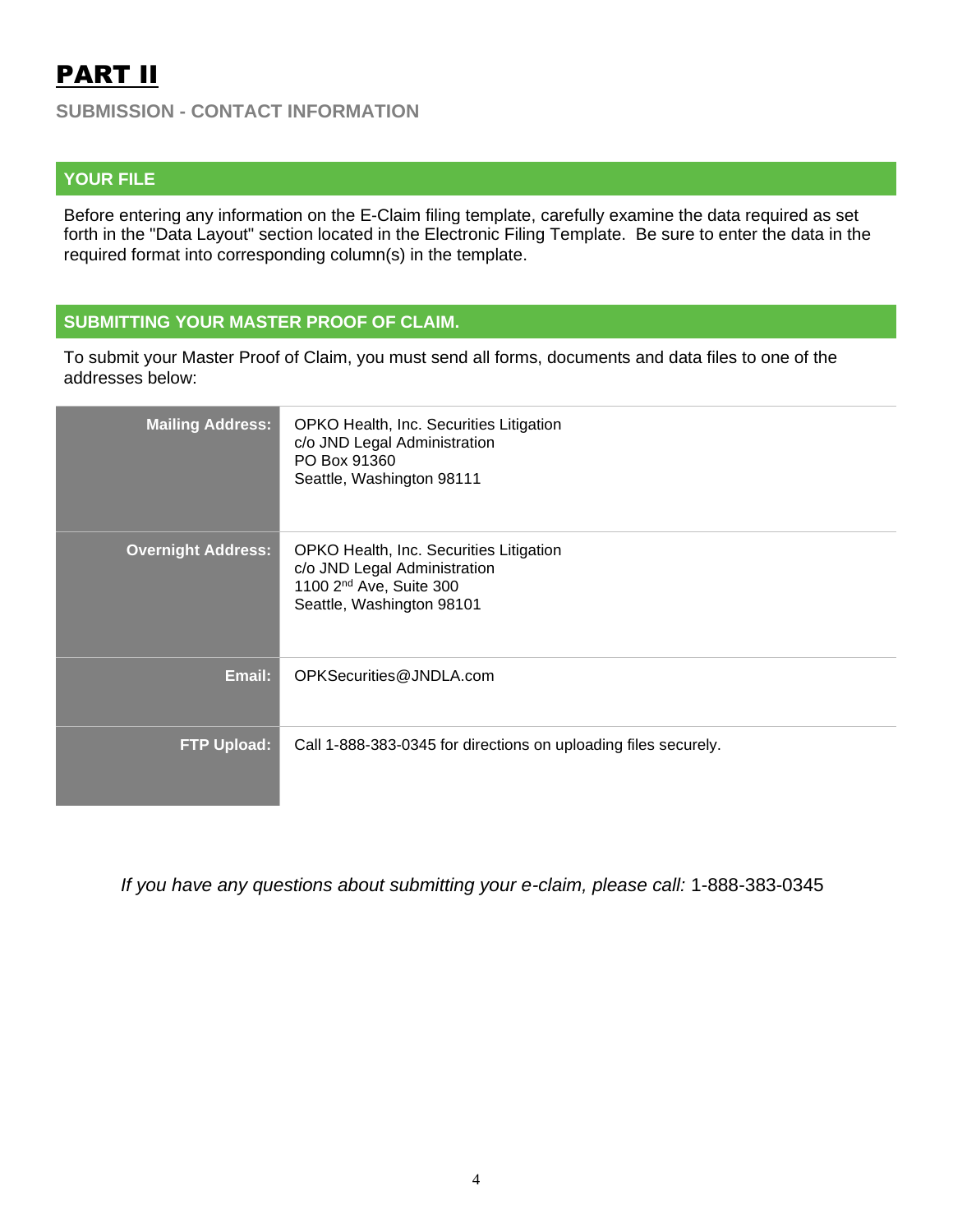# PART II

**SUBMISSION - CONTACT INFORMATION**

## YOUR FILE

Before entering any information on the E-Claim filing template, carefully examine the data required as set forth in the "Data Layout" section located in the Electronic Filing Template. Be sure to enter the data in the required format into corresponding column(s) in the template.

## SUBMITTING YOUR MASTER PROOF OF CLAIM.

To submit your Master Proof of Claim, you must send all forms, documents and data files to one of the addresses below:

| | |
|---|---|
| **Mailing Address:** | OPKO Health, Inc. Securities Litigation<br>c/o JND Legal Administration<br>PO Box 91360<br>Seattle, Washington 98111 |
| **Overnight Address:** | OPKO Health, Inc. Securities Litigation<br>c/o JND Legal Administration<br>1100 2nd Ave, Suite 300<br>Seattle, Washington 98101 |
| **Email:** | OPKSecurities@JNDLA.com |
| **FTP Upload:** | Call 1-888-383-0345 for directions on uploading files securely. |

*If you have any questions about submitting your e-claim, please call:* 1-888-383-0345